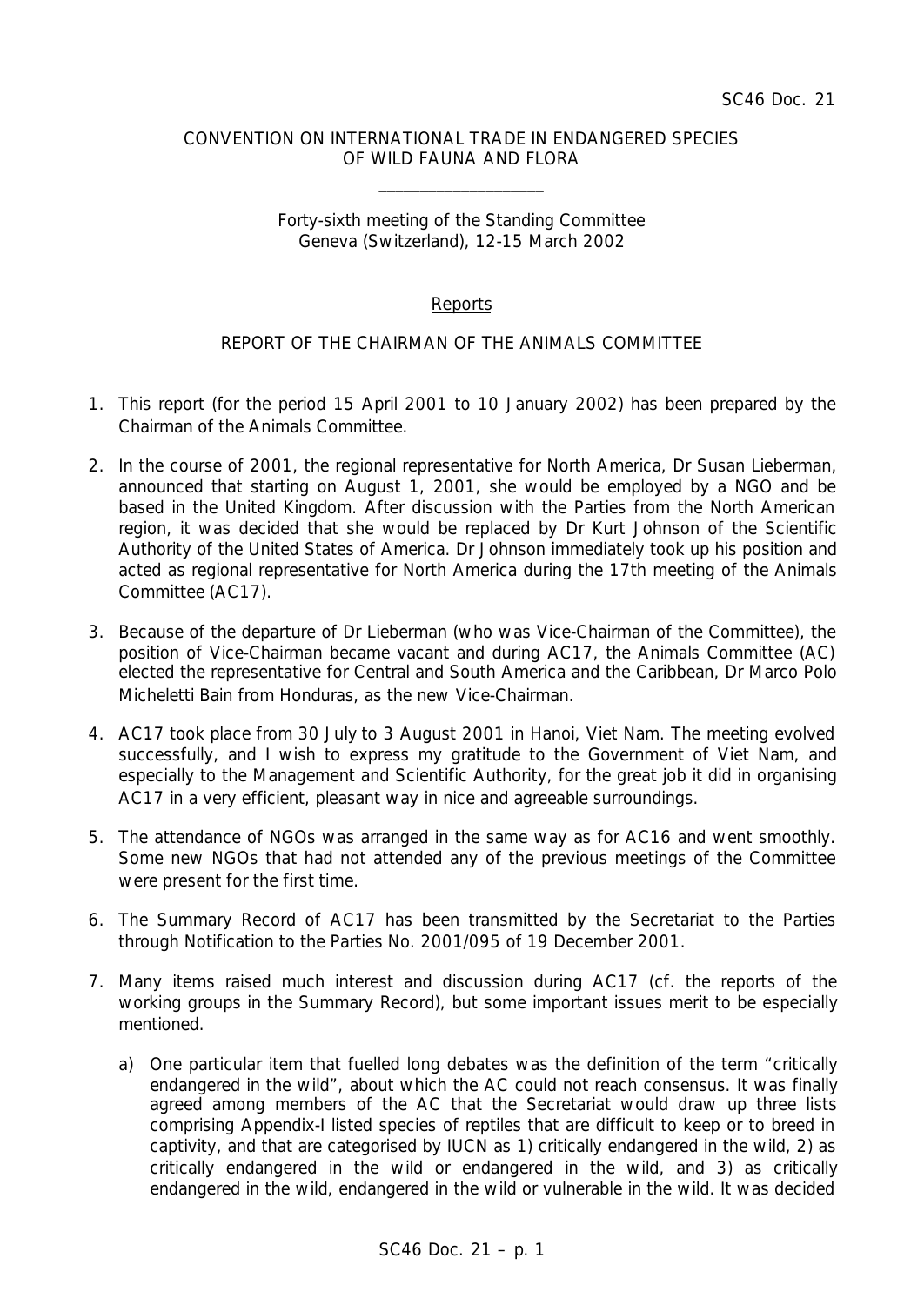SC46 Doc. 21

CONVENTION ON INTERNATIONAL TRADE IN ENDANGERED SPECIES OF WILD FAUNA AND FLORA

\_\_\_\_\_\_\_\_\_\_\_\_\_\_\_\_\_\_\_\_

Forty-sixth meeting of the Standing Committee
Geneva (Switzerland), 12-15 March 2002

Reports

REPORT OF THE CHAIRMAN OF THE ANIMALS COMMITTEE

1. This report (for the period 15 April 2001 to 10 January 2002) has been prepared by the Chairman of the Animals Committee.

2. In the course of 2001, the regional representative for North America, Dr Susan Lieberman, announced that starting on August 1, 2001, she would be employed by a NGO and be based in the United Kingdom. After discussion with the Parties from the North American region, it was decided that she would be replaced by Dr Kurt Johnson of the Scientific Authority of the United States of America. Dr Johnson immediately took up his position and acted as regional representative for North America during the 17th meeting of the Animals Committee (AC17).

3. Because of the departure of Dr Lieberman (who was Vice-Chairman of the Committee), the position of Vice-Chairman became vacant and during AC17, the Animals Committee (AC) elected the representative for Central and South America and the Caribbean, Dr Marco Polo Micheletti Bain from Honduras, as the new Vice-Chairman.

4. AC17 took place from 30 July to 3 August 2001 in Hanoi, Viet Nam. The meeting evolved successfully, and I wish to express my gratitude to the Government of Viet Nam, and especially to the Management and Scientific Authority, for the great job it did in organising AC17 in a very efficient, pleasant way in nice and agreeable surroundings.

5. The attendance of NGOs was arranged in the same way as for AC16 and went smoothly. Some new NGOs that had not attended any of the previous meetings of the Committee were present for the first time.

6. The Summary Record of AC17 has been transmitted by the Secretariat to the Parties through Notification to the Parties No. 2001/095 of 19 December 2001.

7. Many items raised much interest and discussion during AC17 (cf. the reports of the working groups in the Summary Record), but some important issues merit to be especially mentioned.

   a) One particular item that fuelled long debates was the definition of the term "critically endangered in the wild", about which the AC could not reach consensus. It was finally agreed among members of the AC that the Secretariat would draw up three lists comprising Appendix-I listed species of reptiles that are difficult to keep or to breed in captivity, and that are categorised by IUCN as 1) critically endangered in the wild, 2) as critically endangered in the wild or endangered in the wild, and 3) as critically endangered in the wild, endangered in the wild or vulnerable in the wild. It was decided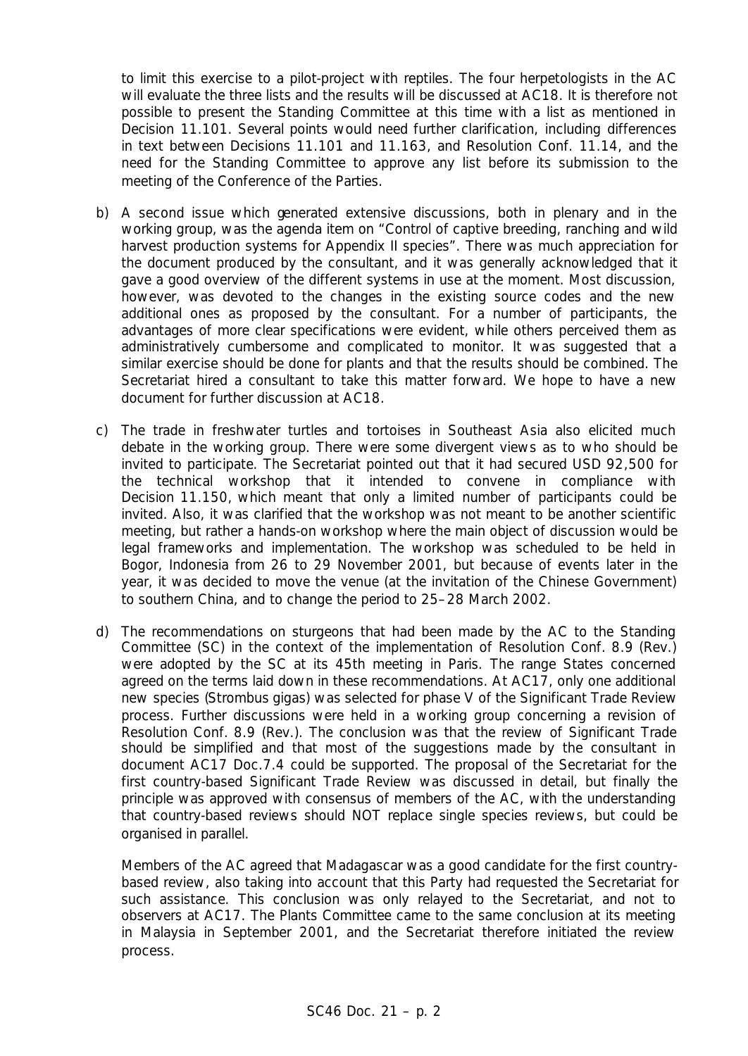to limit this exercise to a pilot-project with reptiles. The four herpetologists in the AC will evaluate the three lists and the results will be discussed at AC18. It is therefore not possible to present the Standing Committee at this time with a list as mentioned in Decision 11.101. Several points would need further clarification, including differences in text between Decisions 11.101 and 11.163, and Resolution Conf. 11.14, and the need for the Standing Committee to approve any list before its submission to the meeting of the Conference of the Parties.

b) A second issue which generated extensive discussions, both in plenary and in the working group, was the agenda item on "Control of captive breeding, ranching and wild harvest production systems for Appendix II species". There was much appreciation for the document produced by the consultant, and it was generally acknowledged that it gave a good overview of the different systems in use at the moment. Most discussion, however, was devoted to the changes in the existing source codes and the new additional ones as proposed by the consultant. For a number of participants, the advantages of more clear specifications were evident, while others perceived them as administratively cumbersome and complicated to monitor. It was suggested that a similar exercise should be done for plants and that the results should be combined. The Secretariat hired a consultant to take this matter forward. We hope to have a new document for further discussion at AC18.

c) The trade in freshwater turtles and tortoises in Southeast Asia also elicited much debate in the working group. There were some divergent views as to who should be invited to participate. The Secretariat pointed out that it had secured USD 92,500 for the technical workshop that it intended to convene in compliance with Decision 11.150, which meant that only a limited number of participants could be invited. Also, it was clarified that the workshop was not meant to be another scientific meeting, but rather a hands-on workshop where the main object of discussion would be legal frameworks and implementation. The workshop was scheduled to be held in Bogor, Indonesia from 26 to 29 November 2001, but because of events later in the year, it was decided to move the venue (at the invitation of the Chinese Government) to southern China, and to change the period to 25–28 March 2002.

d) The recommendations on sturgeons that had been made by the AC to the Standing Committee (SC) in the context of the implementation of Resolution Conf. 8.9 (Rev.) were adopted by the SC at its 45th meeting in Paris. The range States concerned agreed on the terms laid down in these recommendations. At AC17, only one additional new species (*Strombus gigas*) was selected for phase V of the Significant Trade Review process. Further discussions were held in a working group concerning a revision of Resolution Conf. 8.9 (Rev.). The conclusion was that the review of Significant Trade should be simplified and that most of the suggestions made by the consultant in document AC17 Doc.7.4 could be supported. The proposal of the Secretariat for the first country-based Significant Trade Review was discussed in detail, but finally the principle was approved with consensus of members of the AC, with the understanding that country-based reviews should NOT replace single species reviews, but could be organised in parallel.

   Members of the AC agreed that Madagascar was a good candidate for the first country-based review, also taking into account that this Party had requested the Secretariat for such assistance. This conclusion was only relayed to the Secretariat, and not to observers at AC17. The Plants Committee came to the same conclusion at its meeting in Malaysia in September 2001, and the Secretariat therefore initiated the review process.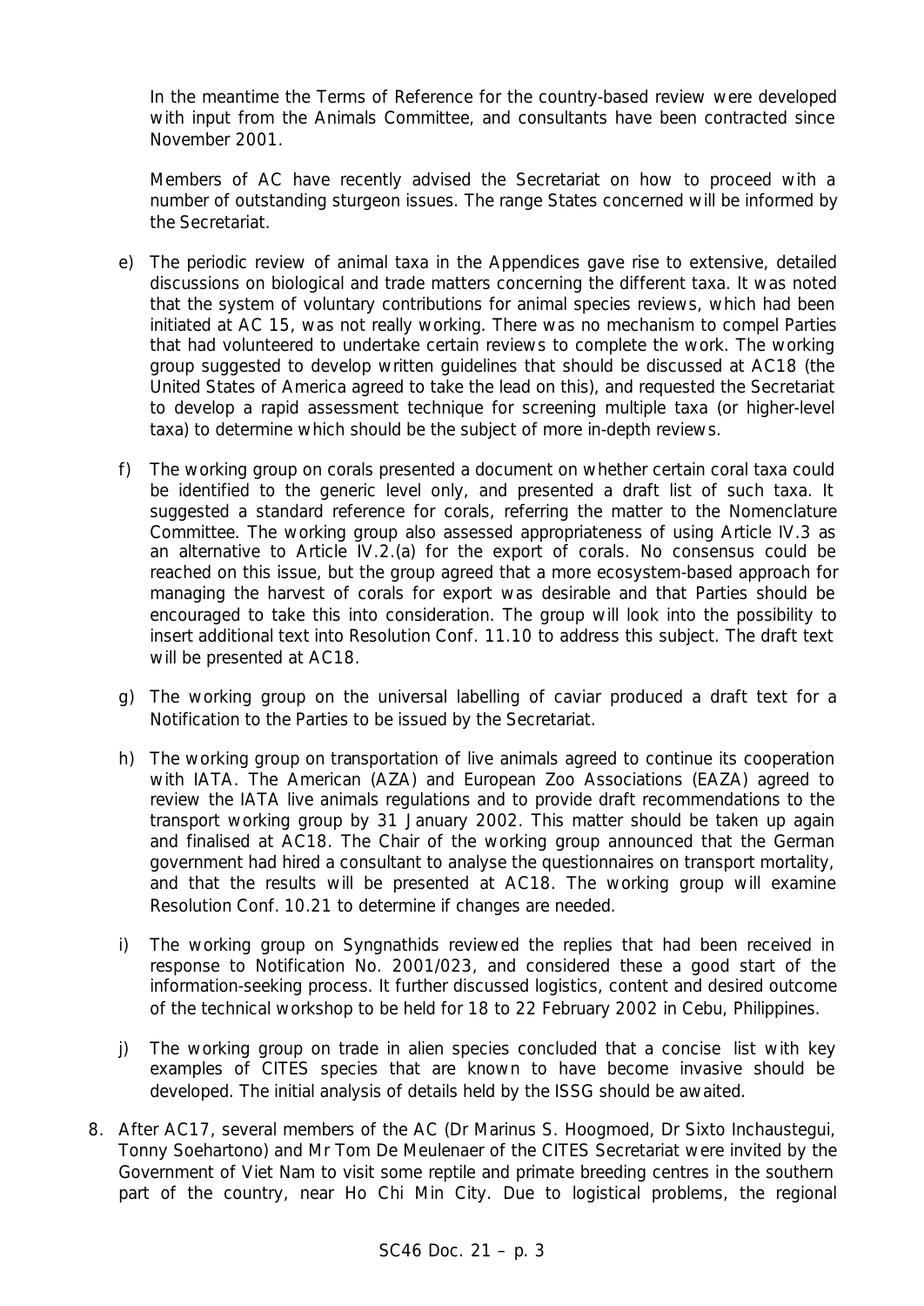In the meantime the Terms of Reference for the country-based review were developed with input from the Animals Committee, and consultants have been contracted since November 2001.

Members of AC have recently advised the Secretariat on how to proceed with a number of outstanding sturgeon issues. The range States concerned will be informed by the Secretariat.

e) The periodic review of animal taxa in the Appendices gave rise to extensive, detailed discussions on biological and trade matters concerning the different taxa. It was noted that the system of voluntary contributions for animal species reviews, which had been initiated at AC 15, was not really working. There was no mechanism to compel Parties that had volunteered to undertake certain reviews to complete the work. The working group suggested to develop written guidelines that should be discussed at AC18 (the United States of America agreed to take the lead on this), and requested the Secretariat to develop a rapid assessment technique for screening multiple taxa (or higher-level taxa) to determine which should be the subject of more in-depth reviews.

f) The working group on corals presented a document on whether certain coral taxa could be identified to the generic level only, and presented a draft list of such taxa. It suggested a standard reference for corals, referring the matter to the Nomenclature Committee. The working group also assessed appropriateness of using Article IV.3 as an alternative to Article IV.2.(a) for the export of corals. No consensus could be reached on this issue, but the group agreed that a more ecosystem-based approach for managing the harvest of corals for export was desirable and that Parties should be encouraged to take this into consideration. The group will look into the possibility to insert additional text into Resolution Conf. 11.10 to address this subject. The draft text will be presented at AC18.

g) The working group on the universal labelling of caviar produced a draft text for a Notification to the Parties to be issued by the Secretariat.

h) The working group on transportation of live animals agreed to continue its cooperation with IATA. The American (AZA) and European Zoo Associations (EAZA) agreed to review the IATA live animals regulations and to provide draft recommendations to the transport working group by 31 January 2002. This matter should be taken up again and finalised at AC18. The Chair of the working group announced that the German government had hired a consultant to analyse the questionnaires on transport mortality, and that the results will be presented at AC18. The working group will examine Resolution Conf. 10.21 to determine if changes are needed.

i) The working group on Syngnathids reviewed the replies that had been received in response to Notification No. 2001/023, and considered these a good start of the information-seeking process. It further discussed logistics, content and desired outcome of the technical workshop to be held for 18 to 22 February 2002 in Cebu, Philippines.

j) The working group on trade in alien species concluded that a concise list with key examples of CITES species that are known to have become invasive should be developed. The initial analysis of details held by the ISSG should be awaited.

8. After AC17, several members of the AC (Dr Marinus S. Hoogmoed, Dr Sixto Inchaustegui, Tonny Soehartono) and Mr Tom De Meulenaer of the CITES Secretariat were invited by the Government of Viet Nam to visit some reptile and primate breeding centres in the southern part of the country, near Ho Chi Min City. Due to logistical problems, the regional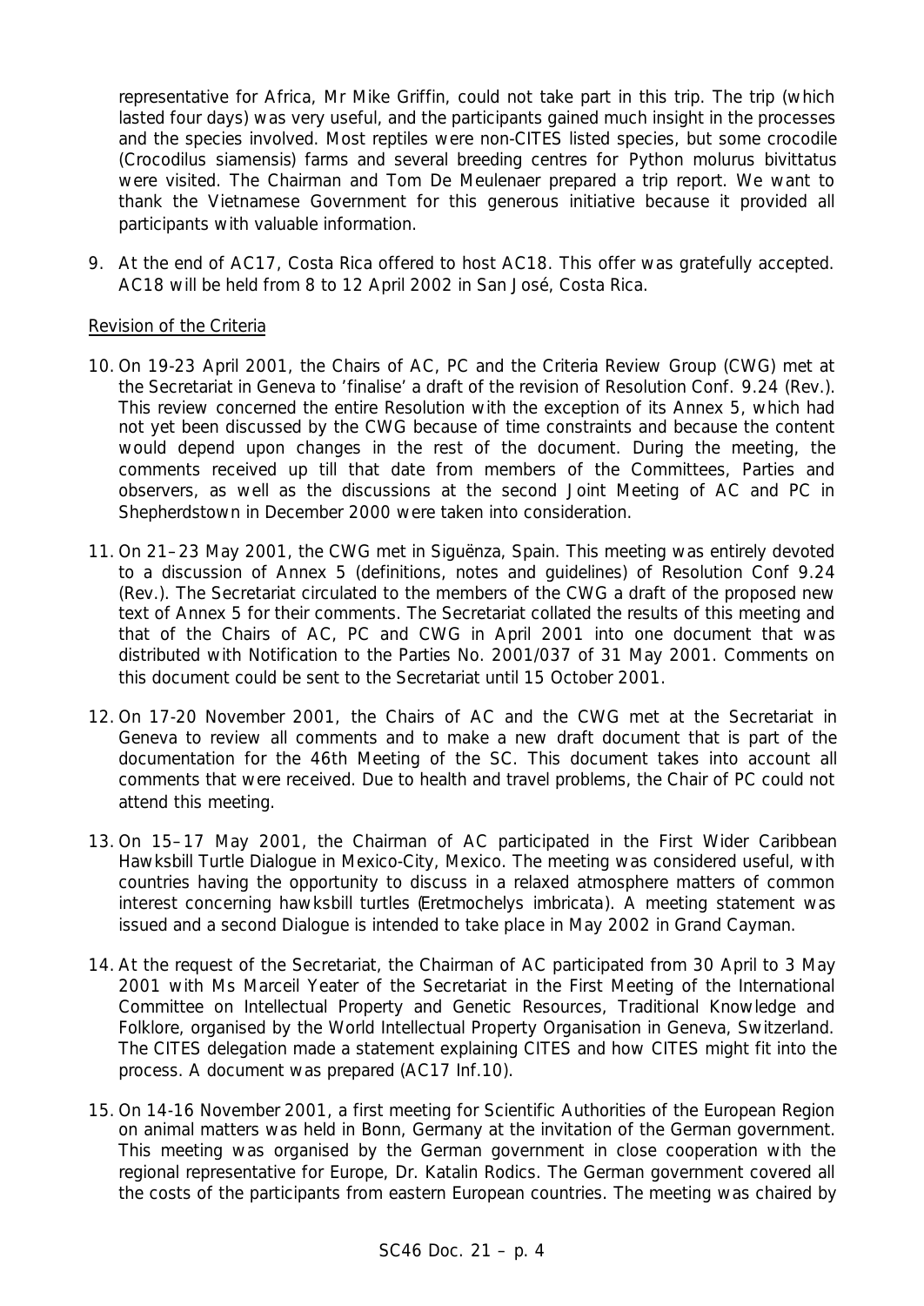representative for Africa, Mr Mike Griffin, could not take part in this trip. The trip (which lasted four days) was very useful, and the participants gained much insight in the processes and the species involved. Most reptiles were non-CITES listed species, but some crocodile (*Crocodilus siamensis*) farms and several breeding centres for *Python molurus bivittatus* were visited. The Chairman and Tom De Meulenaer prepared a trip report. We want to thank the Vietnamese Government for this generous initiative because it provided all participants with valuable information.

9. At the end of AC17, Costa Rica offered to host AC18. This offer was gratefully accepted. AC18 will be held from 8 to 12 April 2002 in San José, Costa Rica.

Revision of the Criteria

10. On 19-23 April 2001, the Chairs of AC, PC and the Criteria Review Group (CWG) met at the Secretariat in Geneva to 'finalise' a draft of the revision of Resolution Conf. 9.24 (Rev.). This review concerned the entire Resolution with the exception of its Annex 5, which had not yet been discussed by the CWG because of time constraints and because the content would depend upon changes in the rest of the document. During the meeting, the comments received up till that date from members of the Committees, Parties and observers, as well as the discussions at the second Joint Meeting of AC and PC in Shepherdstown in December 2000 were taken into consideration.

11. On 21–23 May 2001, the CWG met in Siguënza, Spain. This meeting was entirely devoted to a discussion of Annex 5 (definitions, notes and guidelines) of Resolution Conf 9.24 (Rev.). The Secretariat circulated to the members of the CWG a draft of the proposed new text of Annex 5 for their comments. The Secretariat collated the results of this meeting and that of the Chairs of AC, PC and CWG in April 2001 into one document that was distributed with Notification to the Parties No. 2001/037 of 31 May 2001. Comments on this document could be sent to the Secretariat until 15 October 2001.

12. On 17-20 November 2001, the Chairs of AC and the CWG met at the Secretariat in Geneva to review all comments and to make a new draft document that is part of the documentation for the 46th Meeting of the SC. This document takes into account all comments that were received. Due to health and travel problems, the Chair of PC could not attend this meeting.

13. On 15–17 May 2001, the Chairman of AC participated in the First Wider Caribbean Hawksbill Turtle Dialogue in Mexico-City, Mexico. The meeting was considered useful, with countries having the opportunity to discuss in a relaxed atmosphere matters of common interest concerning hawksbill turtles (*Eretmochelys imbricata*). A meeting statement was issued and a second Dialogue is intended to take place in May 2002 in Grand Cayman.

14. At the request of the Secretariat, the Chairman of AC participated from 30 April to 3 May 2001 with Ms Marceil Yeater of the Secretariat in the First Meeting of the International Committee on Intellectual Property and Genetic Resources, Traditional Knowledge and Folklore, organised by the World Intellectual Property Organisation in Geneva, Switzerland. The CITES delegation made a statement explaining CITES and how CITES might fit into the process. A document was prepared (AC17 Inf.10).

15. On 14-16 November 2001, a first meeting for Scientific Authorities of the European Region on animal matters was held in Bonn, Germany at the invitation of the German government. This meeting was organised by the German government in close cooperation with the regional representative for Europe, Dr. Katalin Rodics. The German government covered all the costs of the participants from eastern European countries. The meeting was chaired by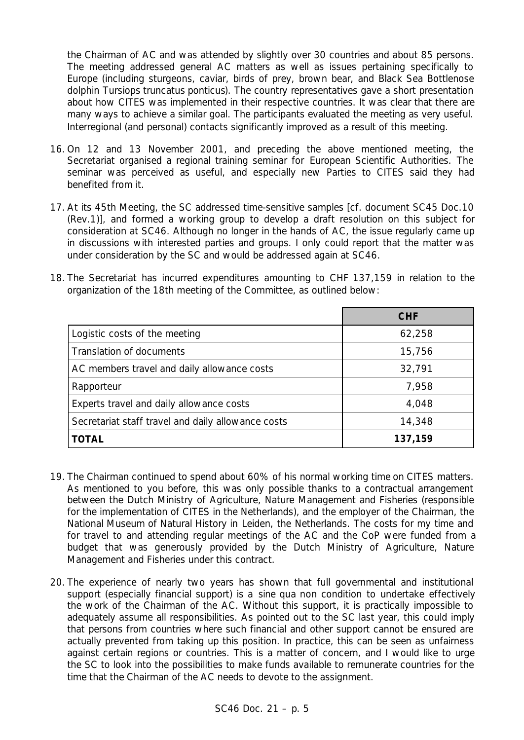the Chairman of AC and was attended by slightly over 30 countries and about 85 persons. The meeting addressed general AC matters as well as issues pertaining specifically to Europe (including sturgeons, caviar, birds of prey, brown bear, and Black Sea Bottlenose dolphin *Tursiops truncatus ponticus*). The country representatives gave a short presentation about how CITES was implemented in their respective countries. It was clear that there are many ways to achieve a similar goal. The participants evaluated the meeting as very useful. Interregional (and personal) contacts significantly improved as a result of this meeting.

16. On 12 and 13 November 2001, and preceding the above mentioned meeting, the Secretariat organised a regional training seminar for European Scientific Authorities. The seminar was perceived as useful, and especially new Parties to CITES said they had benefited from it.

17. At its 45th Meeting, the SC addressed time-sensitive samples [cf. document SC45 Doc.10 (Rev.1)], and formed a working group to develop a draft resolution on this subject for consideration at SC46. Although no longer in the hands of AC, the issue regularly came up in discussions with interested parties and groups. I only could report that the matter was under consideration by the SC and would be addressed again at SC46.

18. The Secretariat has incurred expenditures amounting to CHF 137,159 in relation to the organization of the 18th meeting of the Committee, as outlined below:

| | CHF |
|---|---|
| Logistic costs of the meeting | 62,258 |
| Translation of documents | 15,756 |
| AC members travel and daily allowance costs | 32,791 |
| Rapporteur | 7,958 |
| Experts travel and daily allowance costs | 4,048 |
| Secretariat staff travel and daily allowance costs | 14,348 |
| **TOTAL** | **137,159** |

19. The Chairman continued to spend about 60% of his normal working time on CITES matters. As mentioned to you before, this was only possible thanks to a contractual arrangement between the Dutch Ministry of Agriculture, Nature Management and Fisheries (responsible for the implementation of CITES in the Netherlands), and the employer of the Chairman, the National Museum of Natural History in Leiden, the Netherlands. The costs for my time and for travel to and attending regular meetings of the AC and the CoP were funded from a budget that was generously provided by the Dutch Ministry of Agriculture, Nature Management and Fisheries under this contract.

20. The experience of nearly two years has shown that full governmental and institutional support (especially financial support) is a *sine qua non* condition to undertake effectively the work of the Chairman of the AC. Without this support, it is practically impossible to adequately assume all responsibilities. As pointed out to the SC last year, this could imply that persons from countries where such financial and other support cannot be ensured are actually prevented from taking up this position. In practice, this can be seen as unfairness against certain regions or countries. This is a matter of concern, and I would like to urge the SC to look into the possibilities to make funds available to remunerate countries for the time that the Chairman of the AC needs to devote to the assignment.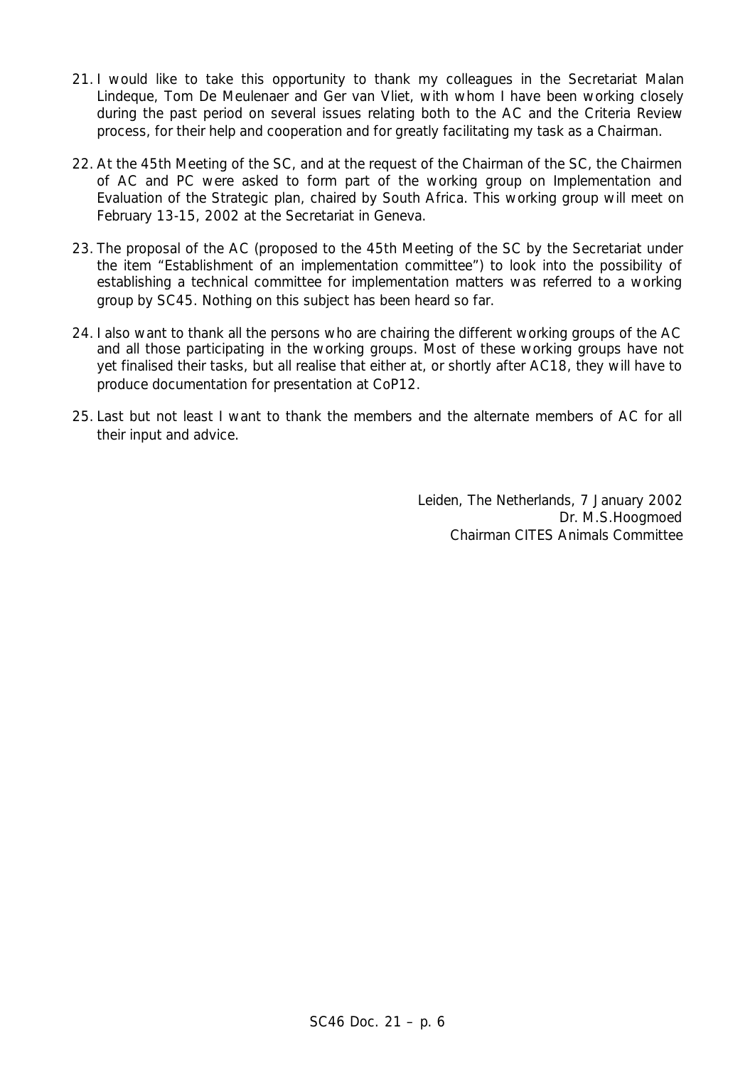21. I would like to take this opportunity to thank my colleagues in the Secretariat Malan Lindeque, Tom De Meulenaer and Ger van Vliet, with whom I have been working closely during the past period on several issues relating both to the AC and the Criteria Review process, for their help and cooperation and for greatly facilitating my task as a Chairman.

22. At the 45th Meeting of the SC, and at the request of the Chairman of the SC, the Chairmen of AC and PC were asked to form part of the working group on Implementation and Evaluation of the Strategic plan, chaired by South Africa. This working group will meet on February 13-15, 2002 at the Secretariat in Geneva.

23. The proposal of the AC (proposed to the 45th Meeting of the SC by the Secretariat under the item "Establishment of an implementation committee") to look into the possibility of establishing a technical committee for implementation matters was referred to a working group by SC45. Nothing on this subject has been heard so far.

24. I also want to thank all the persons who are chairing the different working groups of the AC and all those participating in the working groups. Most of these working groups have not yet finalised their tasks, but all realise that either at, or shortly after AC18, they will have to produce documentation for presentation at CoP12.

25. Last but not least I want to thank the members and the alternate members of AC for all their input and advice.

Leiden, The Netherlands, 7 January 2002
Dr. M.S.Hoogmoed
Chairman CITES Animals Committee